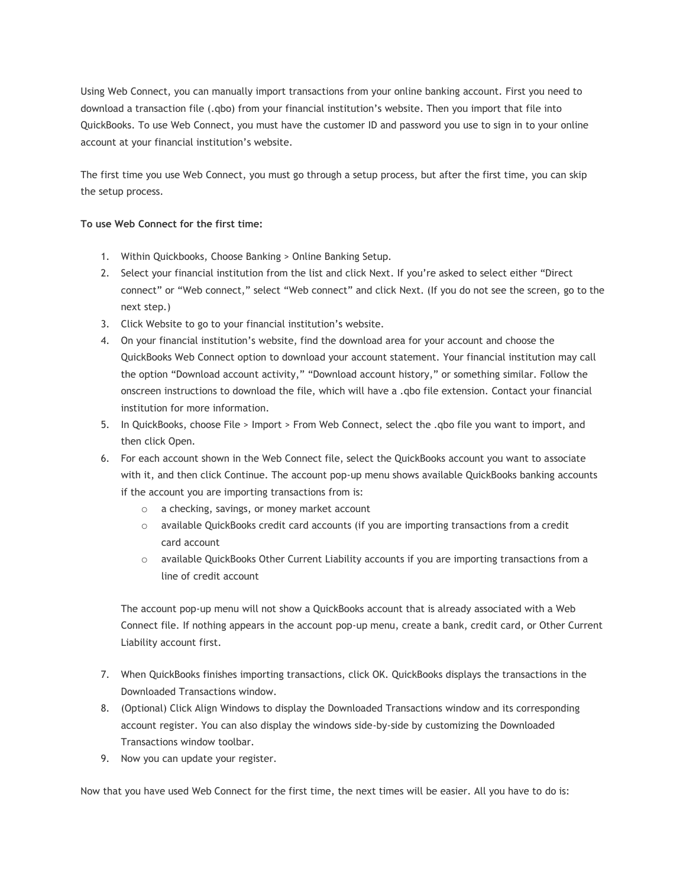Using Web Connect, you can manually import transactions from your online banking account. First you need to download a transaction file (.qbo) from your financial institution's website. Then you import that file into QuickBooks. To use Web Connect, you must have the customer ID and password you use to sign in to your online account at your financial institution's website.

The first time you use Web Connect, you must go through a setup process, but after the first time, you can skip the setup process.

**To use Web Connect for the first time:**

1. Within Quickbooks, Choose Banking > Online Banking Setup.
2. Select your financial institution from the list and click Next. If you're asked to select either "Direct connect" or "Web connect," select "Web connect" and click Next. (If you do not see the screen, go to the next step.)
3. Click Website to go to your financial institution's website.
4. On your financial institution's website, find the download area for your account and choose the QuickBooks Web Connect option to download your account statement. Your financial institution may call the option "Download account activity," "Download account history," or something similar. Follow the onscreen instructions to download the file, which will have a .qbo file extension. Contact your financial institution for more information.
5. In QuickBooks, choose File > Import > From Web Connect, select the .qbo file you want to import, and then click Open.
6. For each account shown in the Web Connect file, select the QuickBooks account you want to associate with it, and then click Continue. The account pop-up menu shows available QuickBooks banking accounts if the account you are importing transactions from is:
    - a checking, savings, or money market account
    - available QuickBooks credit card accounts (if you are importing transactions from a credit card account
    - available QuickBooks Other Current Liability accounts if you are importing transactions from a line of credit account

    The account pop-up menu will not show a QuickBooks account that is already associated with a Web Connect file. If nothing appears in the account pop-up menu, create a bank, credit card, or Other Current Liability account first.

7. When QuickBooks finishes importing transactions, click OK. QuickBooks displays the transactions in the Downloaded Transactions window.
8. (Optional) Click Align Windows to display the Downloaded Transactions window and its corresponding account register. You can also display the windows side-by-side by customizing the Downloaded Transactions window toolbar.
9. Now you can update your register.

Now that you have used Web Connect for the first time, the next times will be easier. All you have to do is: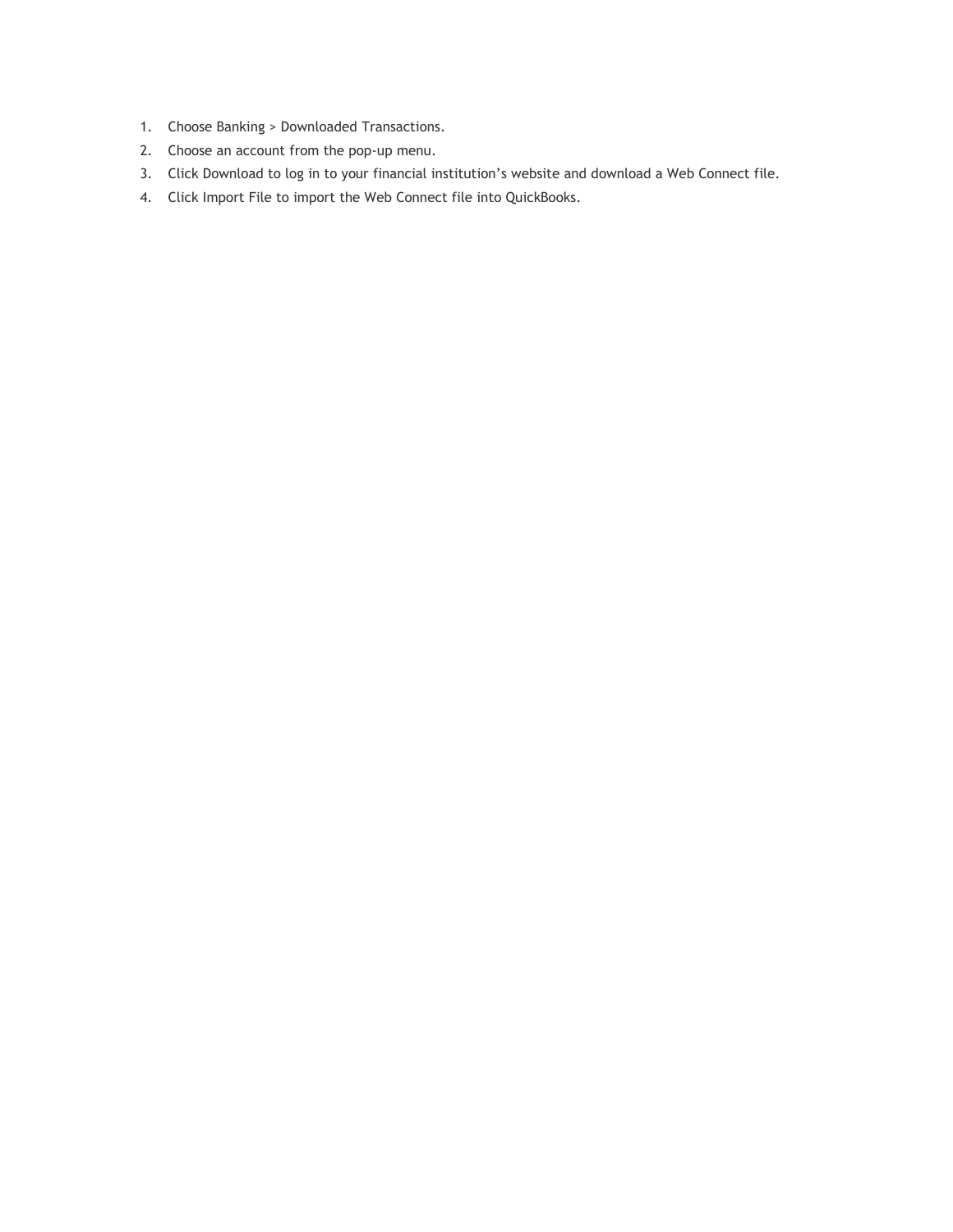1. Choose Banking > Downloaded Transactions.
2. Choose an account from the pop-up menu.
3. Click Download to log in to your financial institution's website and download a Web Connect file.
4. Click Import File to import the Web Connect file into QuickBooks.